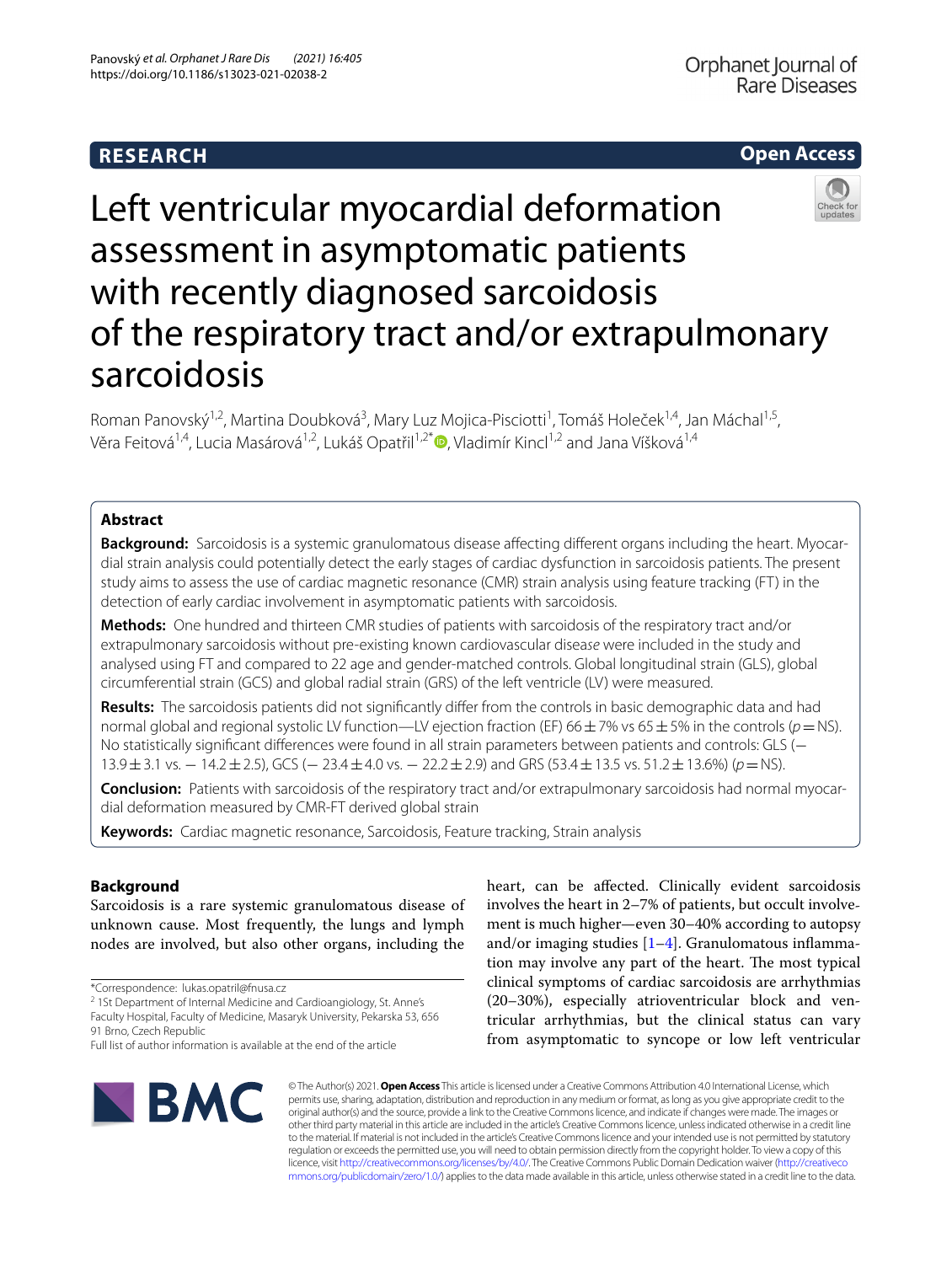RESEARCH

Open Access

# Left ventricular myocardial deformation assessment in asymptomatic patients with recently diagnosed sarcoidosis of the respiratory tract and/or extrapulmonary sarcoidosis

Roman Panovský[1,2], Martina Doubková[3], Mary Luz Mojica-Pisciotti[1], Tomáš Holeček[1,4], Jan Máchal[1,5], Věra Feitová[1,4], Lucia Masárová[1,2], Lukáš Opatřil[1,2*], Vladimír Kincl[1,2] and Jana Víšková[1,4]

## Abstract

**Background:** Sarcoidosis is a systemic granulomatous disease affecting different organs including the heart. Myocardial strain analysis could potentially detect the early stages of cardiac dysfunction in sarcoidosis patients. The present study aims to assess the use of cardiac magnetic resonance (CMR) strain analysis using feature tracking (FT) in the detection of early cardiac involvement in asymptomatic patients with sarcoidosis.

**Methods:** One hundred and thirteen CMR studies of patients with sarcoidosis of the respiratory tract and/or extrapulmonary sarcoidosis without pre-existing known cardiovascular disease were included in the study and analysed using FT and compared to 22 age and gender-matched controls. Global longitudinal strain (GLS), global circumferential strain (GCS) and global radial strain (GRS) of the left ventricle (LV) were measured.

**Results:** The sarcoidosis patients did not significantly differ from the controls in basic demographic data and had normal global and regional systolic LV function—LV ejection fraction (EF) 66 ± 7% vs 65 ± 5% in the controls ($p$ = NS). No statistically significant differences were found in all strain parameters between patients and controls: GLS (− 13.9 ± 3.1 vs. − 14.2 ± 2.5), GCS (− 23.4 ± 4.0 vs. − 22.2 ± 2.9) and GRS (53.4 ± 13.5 vs. 51.2 ± 13.6%) ($p$ = NS).

**Conclusion:** Patients with sarcoidosis of the respiratory tract and/or extrapulmonary sarcoidosis had normal myocardial deformation measured by CMR-FT derived global strain

**Keywords:** Cardiac magnetic resonance, Sarcoidosis, Feature tracking, Strain analysis

## Background

Sarcoidosis is a rare systemic granulomatous disease of unknown cause. Most frequently, the lungs and lymph nodes are involved, but also other organs, including the heart, can be affected. Clinically evident sarcoidosis involves the heart in 2–7% of patients, but occult involvement is much higher—even 30–40% according to autopsy and/or imaging studies [1–4]. Granulomatous inflammation may involve any part of the heart. The most typical clinical symptoms of cardiac sarcoidosis are arrhythmias (20–30%), especially atrioventricular block and ventricular arrhythmias, but the clinical status can vary from asymptomatic to syncope or low left ventricular

*Correspondence: lukas.opatril@fnusa.cz
[2] 1St Department of Internal Medicine and Cardioangiology, St. Anne's Faculty Hospital, Faculty of Medicine, Masaryk University, Pekarska 53, 656 91 Brno, Czech Republic
Full list of author information is available at the end of the article

© The Author(s) 2021. **Open Access** This article is licensed under a Creative Commons Attribution 4.0 International License, which permits use, sharing, adaptation, distribution and reproduction in any medium or format, as long as you give appropriate credit to the original author(s) and the source, provide a link to the Creative Commons licence, and indicate if changes were made. The images or other third party material in this article are included in the article's Creative Commons licence, unless indicated otherwise in a credit line to the material. If material is not included in the article's Creative Commons licence and your intended use is not permitted by statutory regulation or exceeds the permitted use, you will need to obtain permission directly from the copyright holder. To view a copy of this licence, visit http://creativecommons.org/licenses/by/4.0/. The Creative Commons Public Domain Dedication waiver (http://creativecommons.org/publicdomain/zero/1.0/) applies to the data made available in this article, unless otherwise stated in a credit line to the data.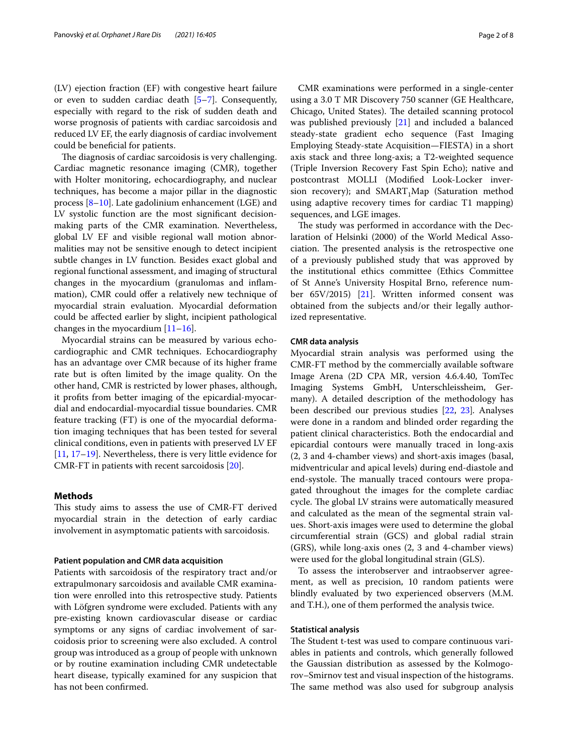(LV) ejection fraction (EF) with congestive heart failure or even to sudden cardiac death [5–7]. Consequently, especially with regard to the risk of sudden death and worse prognosis of patients with cardiac sarcoidosis and reduced LV EF, the early diagnosis of cardiac involvement could be beneficial for patients.

The diagnosis of cardiac sarcoidosis is very challenging. Cardiac magnetic resonance imaging (CMR), together with Holter monitoring, echocardiography, and nuclear techniques, has become a major pillar in the diagnostic process [8–10]. Late gadolinium enhancement (LGE) and LV systolic function are the most significant decision-making parts of the CMR examination. Nevertheless, global LV EF and visible regional wall motion abnormalities may not be sensitive enough to detect incipient subtle changes in LV function. Besides exact global and regional functional assessment, and imaging of structural changes in the myocardium (granulomas and inflammation), CMR could offer a relatively new technique of myocardial strain evaluation. Myocardial deformation could be affected earlier by slight, incipient pathological changes in the myocardium [11–16].

Myocardial strains can be measured by various echocardiographic and CMR techniques. Echocardiography has an advantage over CMR because of its higher frame rate but is often limited by the image quality. On the other hand, CMR is restricted by lower phases, although, it profits from better imaging of the epicardial-myocardial and endocardial-myocardial tissue boundaries. CMR feature tracking (FT) is one of the myocardial deformation imaging techniques that has been tested for several clinical conditions, even in patients with preserved LV EF [11, 17–19]. Nevertheless, there is very little evidence for CMR-FT in patients with recent sarcoidosis [20].

## Methods

This study aims to assess the use of CMR-FT derived myocardial strain in the detection of early cardiac involvement in asymptomatic patients with sarcoidosis.

### Patient population and CMR data acquisition

Patients with sarcoidosis of the respiratory tract and/or extrapulmonary sarcoidosis and available CMR examination were enrolled into this retrospective study. Patients with Löfgren syndrome were excluded. Patients with any pre-existing known cardiovascular disease or cardiac symptoms or any signs of cardiac involvement of sarcoidosis prior to screening were also excluded. A control group was introduced as a group of people with unknown or by routine examination including CMR undetectable heart disease, typically examined for any suspicion that has not been confirmed.

CMR examinations were performed in a single-center using a 3.0 T MR Discovery 750 scanner (GE Healthcare, Chicago, United States). The detailed scanning protocol was published previously [21] and included a balanced steady-state gradient echo sequence (Fast Imaging Employing Steady-state Acquisition—FIESTA) in a short axis stack and three long-axis; a T2-weighted sequence (Triple Inversion Recovery Fast Spin Echo); native and postcontrast MOLLI (Modified Look-Locker inversion recovery); and $SMART_1Map$ (Saturation method using adaptive recovery times for cardiac T1 mapping) sequences, and LGE images.

The study was performed in accordance with the Declaration of Helsinki (2000) of the World Medical Association. The presented analysis is the retrospective one of a previously published study that was approved by the institutional ethics committee (Ethics Committee of St Anne's University Hospital Brno, reference number 65V/2015) [21]. Written informed consent was obtained from the subjects and/or their legally authorized representative.

### CMR data analysis

Myocardial strain analysis was performed using the CMR-FT method by the commercially available software Image Arena (2D CPA MR, version 4.6.4.40, TomTec Imaging Systems GmbH, Unterschleissheim, Germany). A detailed description of the methodology has been described our previous studies [22, 23]. Analyses were done in a random and blinded order regarding the patient clinical characteristics. Both the endocardial and epicardial contours were manually traced in long-axis (2, 3 and 4-chamber views) and short-axis images (basal, midventricular and apical levels) during end-diastole and end-systole. The manually traced contours were propagated throughout the images for the complete cardiac cycle. The global LV strains were automatically measured and calculated as the mean of the segmental strain values. Short-axis images were used to determine the global circumferential strain (GCS) and global radial strain (GRS), while long-axis ones (2, 3 and 4-chamber views) were used for the global longitudinal strain (GLS).

To assess the interobserver and intraobserver agreement, as well as precision, 10 random patients were blindly evaluated by two experienced observers (M.M. and T.H.), one of them performed the analysis twice.

### Statistical analysis

The Student t-test was used to compare continuous variables in patients and controls, which generally followed the Gaussian distribution as assessed by the Kolmogorov–Smirnov test and visual inspection of the histograms. The same method was also used for subgroup analysis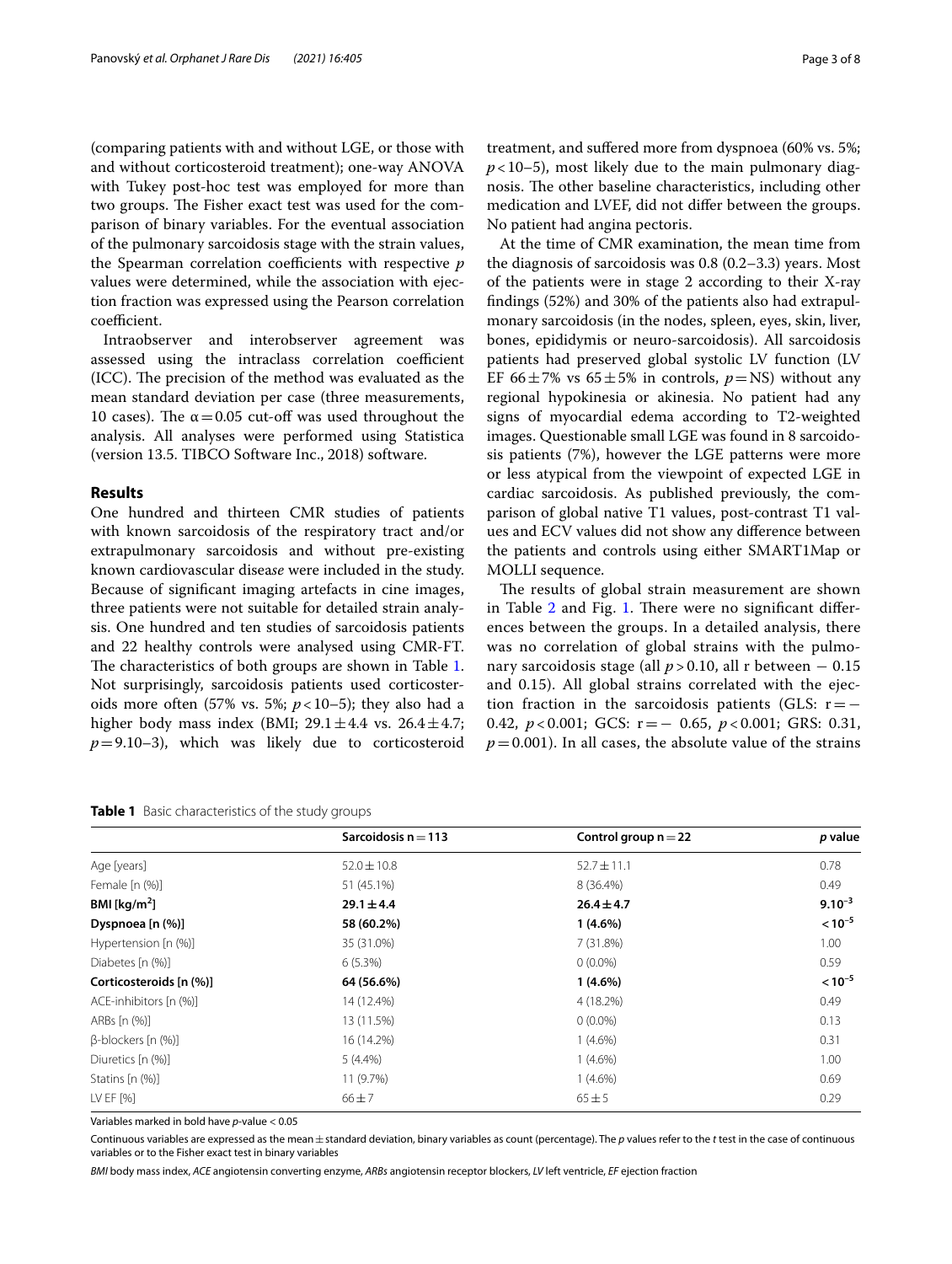(comparing patients with and without LGE, or those with and without corticosteroid treatment); one-way ANOVA with Tukey post-hoc test was employed for more than two groups. The Fisher exact test was used for the comparison of binary variables. For the eventual association of the pulmonary sarcoidosis stage with the strain values, the Spearman correlation coefficients with respective $p$ values were determined, while the association with ejection fraction was expressed using the Pearson correlation coefficient.

Intraobserver and interobserver agreement was assessed using the intraclass correlation coefficient (ICC). The precision of the method was evaluated as the mean standard deviation per case (three measurements, 10 cases). The $\alpha = 0.05$ cut-off was used throughout the analysis. All analyses were performed using Statistica (version 13.5. TIBCO Software Inc., 2018) software.

## Results

One hundred and thirteen CMR studies of patients with known sarcoidosis of the respiratory tract and/or extrapulmonary sarcoidosis and without pre-existing known cardiovascular disease were included in the study. Because of significant imaging artefacts in cine images, three patients were not suitable for detailed strain analysis. One hundred and ten studies of sarcoidosis patients and 22 healthy controls were analysed using CMR-FT. The characteristics of both groups are shown in Table 1. Not surprisingly, sarcoidosis patients used corticosteroids more often (57% vs. 5%; $p < 10^{-5}$); they also had a higher body mass index (BMI; $29.1 \pm 4.4$ vs. $26.4 \pm 4.7$; $p = 9.10^{-3}$), which was likely due to corticosteroid treatment, and suffered more from dyspnoea (60% vs. 5%; $p < 10^{-5}$), most likely due to the main pulmonary diagnosis. The other baseline characteristics, including other medication and LVEF, did not differ between the groups. No patient had angina pectoris.

At the time of CMR examination, the mean time from the diagnosis of sarcoidosis was 0.8 (0.2–3.3) years. Most of the patients were in stage 2 according to their X-ray findings (52%) and 30% of the patients also had extrapulmonary sarcoidosis (in the nodes, spleen, eyes, skin, liver, bones, epididymis or neuro-sarcoidosis). All sarcoidosis patients had preserved global systolic LV function (LV EF $66 \pm 7$% vs $65 \pm 5$% in controls, $p = \text{NS}$) without any regional hypokinesia or akinesia. No patient had any signs of myocardial edema according to T2-weighted images. Questionable small LGE was found in 8 sarcoidosis patients (7%), however the LGE patterns were more or less atypical from the viewpoint of expected LGE in cardiac sarcoidosis. As published previously, the comparison of global native T1 values, post-contrast T1 values and ECV values did not show any difference between the patients and controls using either SMART1Map or MOLLI sequence.

The results of global strain measurement are shown in Table 2 and Fig. 1. There were no significant differences between the groups. In a detailed analysis, there was no correlation of global strains with the pulmonary sarcoidosis stage (all $p > 0.10$, all r between $-0.15$ and 0.15). All global strains correlated with the ejection fraction in the sarcoidosis patients (GLS: $r = -0.42$, $p < 0.001$; GCS: $r = -0.65$, $p < 0.001$; GRS: 0.31, $p = 0.001$). In all cases, the absolute value of the strains

**Table 1** Basic characteristics of the study groups

| | Sarcoidosis n = 113 | Control group n = 22 | *p* value |
|---|---|---|---|
| Age [years] | $52.0 \pm 10.8$ | $52.7 \pm 11.1$ | 0.78 |
| Female [n (%)] | 51 (45.1%) | 8 (36.4%) | 0.49 |
| **BMI [kg/m²]** | **$29.1 \pm 4.4$** | **$26.4 \pm 4.7$** | **$9.10^{-3}$** |
| **Dyspnoea [n (%)]** | **58 (60.2%)** | **1 (4.6%)** | **$< 10^{-5}$** |
| Hypertension [n (%)] | 35 (31.0%) | 7 (31.8%) | 1.00 |
| Diabetes [n (%)] | 6 (5.3%) | 0 (0.0%) | 0.59 |
| **Corticosteroids [n (%)]** | **64 (56.6%)** | **1 (4.6%)** | **$< 10^{-5}$** |
| ACE-inhibitors [n (%)] | 14 (12.4%) | 4 (18.2%) | 0.49 |
| ARBs [n (%)] | 13 (11.5%) | 0 (0.0%) | 0.13 |
| β-blockers [n (%)] | 16 (14.2%) | 1 (4.6%) | 0.31 |
| Diuretics [n (%)] | 5 (4.4%) | 1 (4.6%) | 1.00 |
| Statins [n (%)] | 11 (9.7%) | 1 (4.6%) | 0.69 |
| LV EF [%] | $66 \pm 7$ | $65 \pm 5$ | 0.29 |

Variables marked in bold have *p*-value < 0.05

Continuous variables are expressed as the mean ± standard deviation, binary variables as count (percentage). The *p* values refer to the *t* test in the case of continuous variables or to the Fisher exact test in binary variables

*BMI* body mass index, *ACE* angiotensin converting enzyme, *ARBs* angiotensin receptor blockers, *LV* left ventricle, *EF* ejection fraction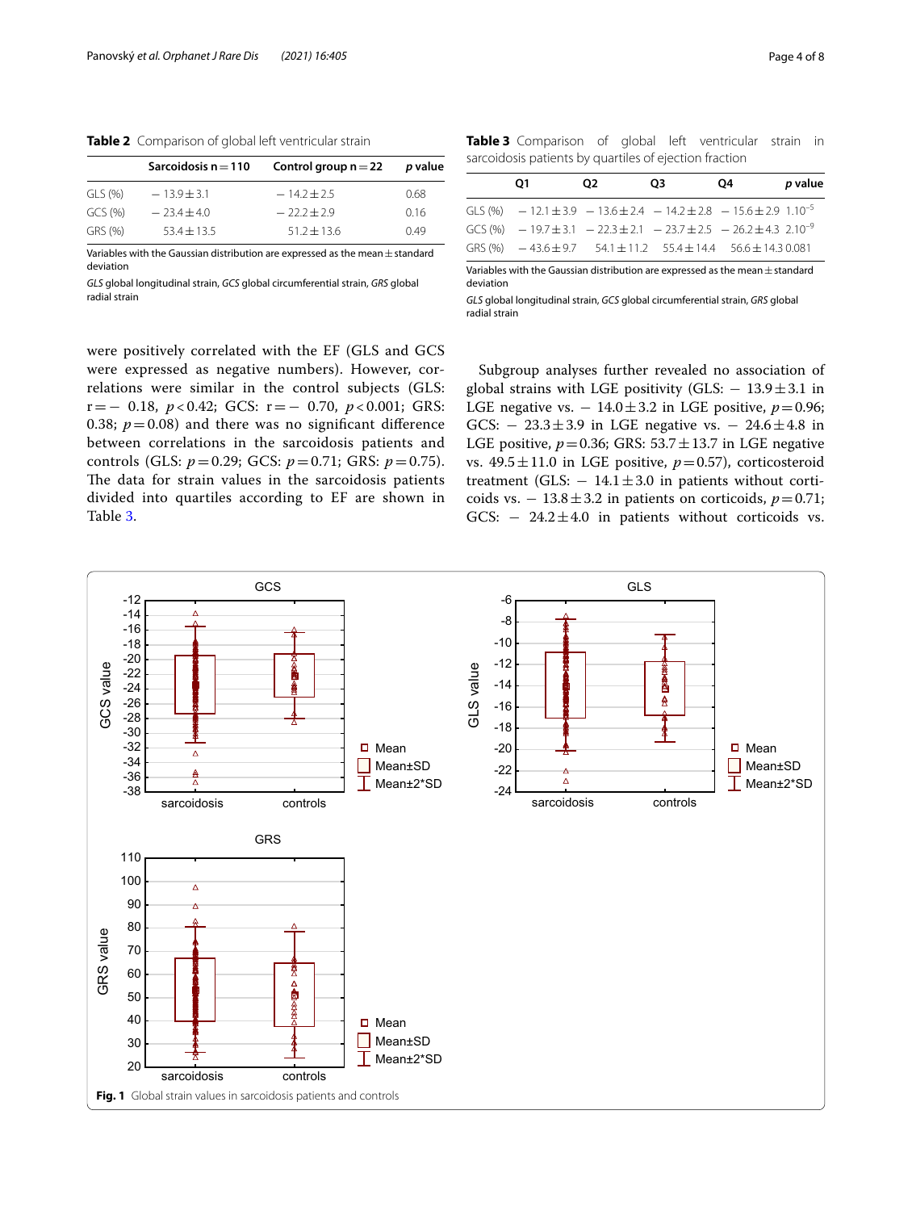**Table 2** Comparison of global left ventricular strain

| | Sarcoidosis n = 110 | Control group n = 22 | *p* value |
|---|---|---|---|
| GLS (%) | − 13.9 ± 3.1 | − 14.2 ± 2.5 | 0.68 |
| GCS (%) | − 23.4 ± 4.0 | − 22.2 ± 2.9 | 0.16 |
| GRS (%) | 53.4 ± 13.5 | 51.2 ± 13.6 | 0.49 |

Variables with the Gaussian distribution are expressed as the mean ± standard deviation

*GLS* global longitudinal strain, *GCS* global circumferential strain, *GRS* global radial strain

**Table 3** Comparison of global left ventricular strain in sarcoidosis patients by quartiles of ejection fraction

| | Q1 | Q2 | Q3 | Q4 | *p* value |
|---|---|---|---|---|---|
| GLS (%) | − 12.1 ± 3.9 | − 13.6 ± 2.4 | − 14.2 ± 2.8 | − 15.6 ± 2.9 | $1.10^{-5}$ |
| GCS (%) | − 19.7 ± 3.1 | − 22.3 ± 2.1 | − 23.7 ± 2.5 | − 26.2 ± 4.3 | $2.10^{-9}$ |
| GRS (%) | − 43.6 ± 9.7 | 54.1 ± 11.2 | 55.4 ± 14.4 | 56.6 ± 14.3 | 0.081 |

Variables with the Gaussian distribution are expressed as the mean ± standard deviation

*GLS* global longitudinal strain, *GCS* global circumferential strain, *GRS* global radial strain

were positively correlated with the EF (GLS and GCS were expressed as negative numbers). However, correlations were similar in the control subjects (GLS: r = − 0.18, $p < 0.42$; GCS: r = − 0.70, $p < 0.001$; GRS: 0.38; $p = 0.08$) and there was no significant difference between correlations in the sarcoidosis patients and controls (GLS: $p = 0.29$; GCS: $p = 0.71$; GRS: $p = 0.75$). The data for strain values in the sarcoidosis patients divided into quartiles according to EF are shown in Table 3.

Subgroup analyses further revealed no association of global strains with LGE positivity (GLS: − 13.9 ± 3.1 in LGE negative vs. − 14.0 ± 3.2 in LGE positive, $p = 0.96$; GCS: − 23.3 ± 3.9 in LGE negative vs. − 24.6 ± 4.8 in LGE positive, $p = 0.36$; GRS: 53.7 ± 13.7 in LGE negative vs. 49.5 ± 11.0 in LGE positive, $p = 0.57$), corticosteroid treatment (GLS: − 14.1 ± 3.0 in patients without corticoids vs. − 13.8 ± 3.2 in patients on corticoids, $p = 0.71$; GCS: − 24.2 ± 4.0 in patients without corticoids vs.

**Fig. 1** Global strain values in sarcoidosis patients and controls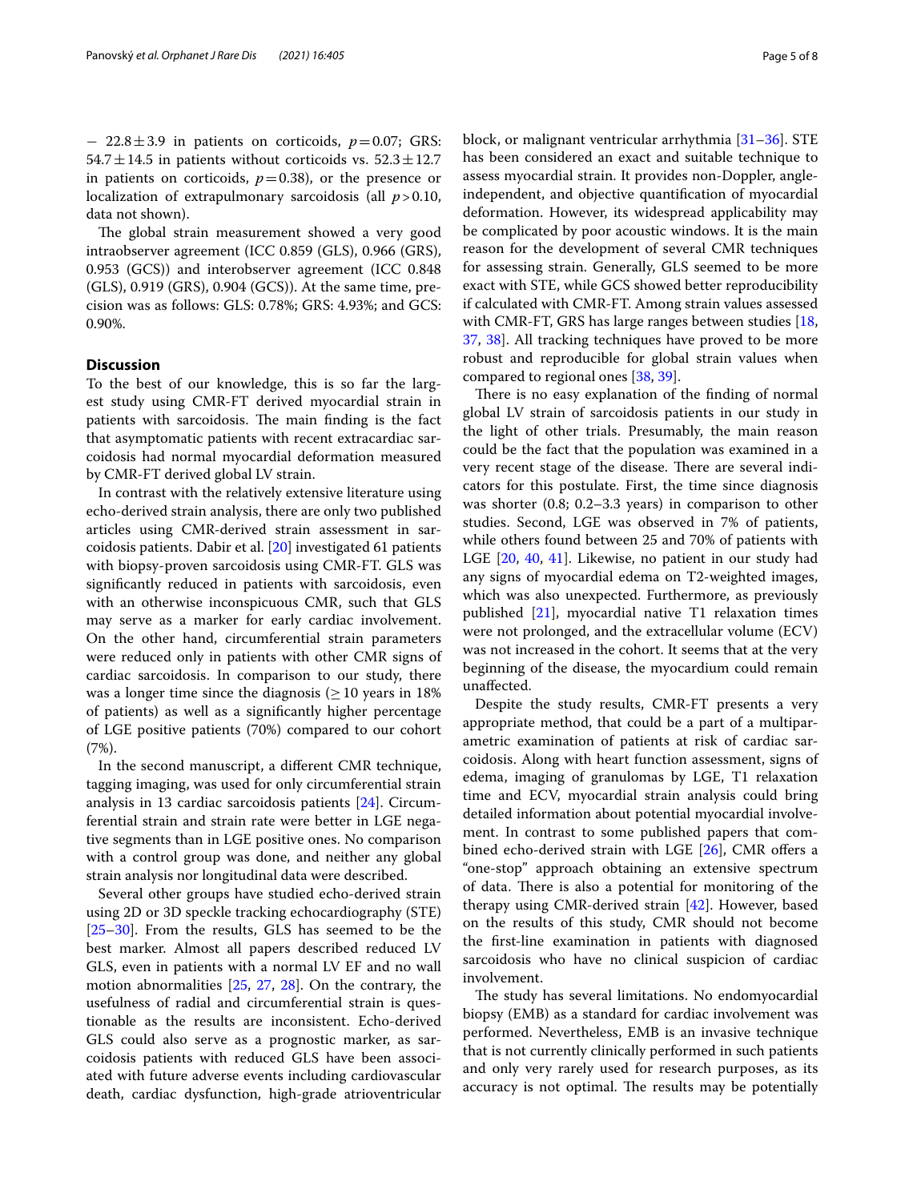− 22.8 ± 3.9 in patients on corticoids, $p = 0.07$; GRS: 54.7 ± 14.5 in patients without corticoids vs. 52.3 ± 12.7 in patients on corticoids, $p = 0.38$), or the presence or localization of extrapulmonary sarcoidosis (all $p > 0.10$, data not shown).

The global strain measurement showed a very good intraobserver agreement (ICC 0.859 (GLS), 0.966 (GRS), 0.953 (GCS)) and interobserver agreement (ICC 0.848 (GLS), 0.919 (GRS), 0.904 (GCS)). At the same time, precision was as follows: GLS: 0.78%; GRS: 4.93%; and GCS: 0.90%.

## Discussion

To the best of our knowledge, this is so far the largest study using CMR-FT derived myocardial strain in patients with sarcoidosis. The main finding is the fact that asymptomatic patients with recent extracardiac sarcoidosis had normal myocardial deformation measured by CMR-FT derived global LV strain.

In contrast with the relatively extensive literature using echo-derived strain analysis, there are only two published articles using CMR-derived strain assessment in sarcoidosis patients. Dabir et al. [20] investigated 61 patients with biopsy-proven sarcoidosis using CMR-FT. GLS was significantly reduced in patients with sarcoidosis, even with an otherwise inconspicuous CMR, such that GLS may serve as a marker for early cardiac involvement. On the other hand, circumferential strain parameters were reduced only in patients with other CMR signs of cardiac sarcoidosis. In comparison to our study, there was a longer time since the diagnosis (≥ 10 years in 18% of patients) as well as a significantly higher percentage of LGE positive patients (70%) compared to our cohort (7%).

In the second manuscript, a different CMR technique, tagging imaging, was used for only circumferential strain analysis in 13 cardiac sarcoidosis patients [24]. Circumferential strain and strain rate were better in LGE negative segments than in LGE positive ones. No comparison with a control group was done, and neither any global strain analysis nor longitudinal data were described.

Several other groups have studied echo-derived strain using 2D or 3D speckle tracking echocardiography (STE) [25–30]. From the results, GLS has seemed to be the best marker. Almost all papers described reduced LV GLS, even in patients with a normal LV EF and no wall motion abnormalities [25, 27, 28]. On the contrary, the usefulness of radial and circumferential strain is questionable as the results are inconsistent. Echo-derived GLS could also serve as a prognostic marker, as sarcoidosis patients with reduced GLS have been associated with future adverse events including cardiovascular death, cardiac dysfunction, high-grade atrioventricular block, or malignant ventricular arrhythmia [31–36]. STE has been considered an exact and suitable technique to assess myocardial strain. It provides non-Doppler, angle-independent, and objective quantification of myocardial deformation. However, its widespread applicability may be complicated by poor acoustic windows. It is the main reason for the development of several CMR techniques for assessing strain. Generally, GLS seemed to be more exact with STE, while GCS showed better reproducibility if calculated with CMR-FT. Among strain values assessed with CMR-FT, GRS has large ranges between studies [18, 37, 38]. All tracking techniques have proved to be more robust and reproducible for global strain values when compared to regional ones [38, 39].

There is no easy explanation of the finding of normal global LV strain of sarcoidosis patients in our study in the light of other trials. Presumably, the main reason could be the fact that the population was examined in a very recent stage of the disease. There are several indicators for this postulate. First, the time since diagnosis was shorter (0.8; 0.2–3.3 years) in comparison to other studies. Second, LGE was observed in 7% of patients, while others found between 25 and 70% of patients with LGE [20, 40, 41]. Likewise, no patient in our study had any signs of myocardial edema on T2-weighted images, which was also unexpected. Furthermore, as previously published [21], myocardial native T1 relaxation times were not prolonged, and the extracellular volume (ECV) was not increased in the cohort. It seems that at the very beginning of the disease, the myocardium could remain unaffected.

Despite the study results, CMR-FT presents a very appropriate method, that could be a part of a multiparametric examination of patients at risk of cardiac sarcoidosis. Along with heart function assessment, signs of edema, imaging of granulomas by LGE, T1 relaxation time and ECV, myocardial strain analysis could bring detailed information about potential myocardial involvement. In contrast to some published papers that combined echo-derived strain with LGE [26], CMR offers a "one-stop" approach obtaining an extensive spectrum of data. There is also a potential for monitoring of the therapy using CMR-derived strain [42]. However, based on the results of this study, CMR should not become the first-line examination in patients with diagnosed sarcoidosis who have no clinical suspicion of cardiac involvement.

The study has several limitations. No endomyocardial biopsy (EMB) as a standard for cardiac involvement was performed. Nevertheless, EMB is an invasive technique that is not currently clinically performed in such patients and only very rarely used for research purposes, as its accuracy is not optimal. The results may be potentially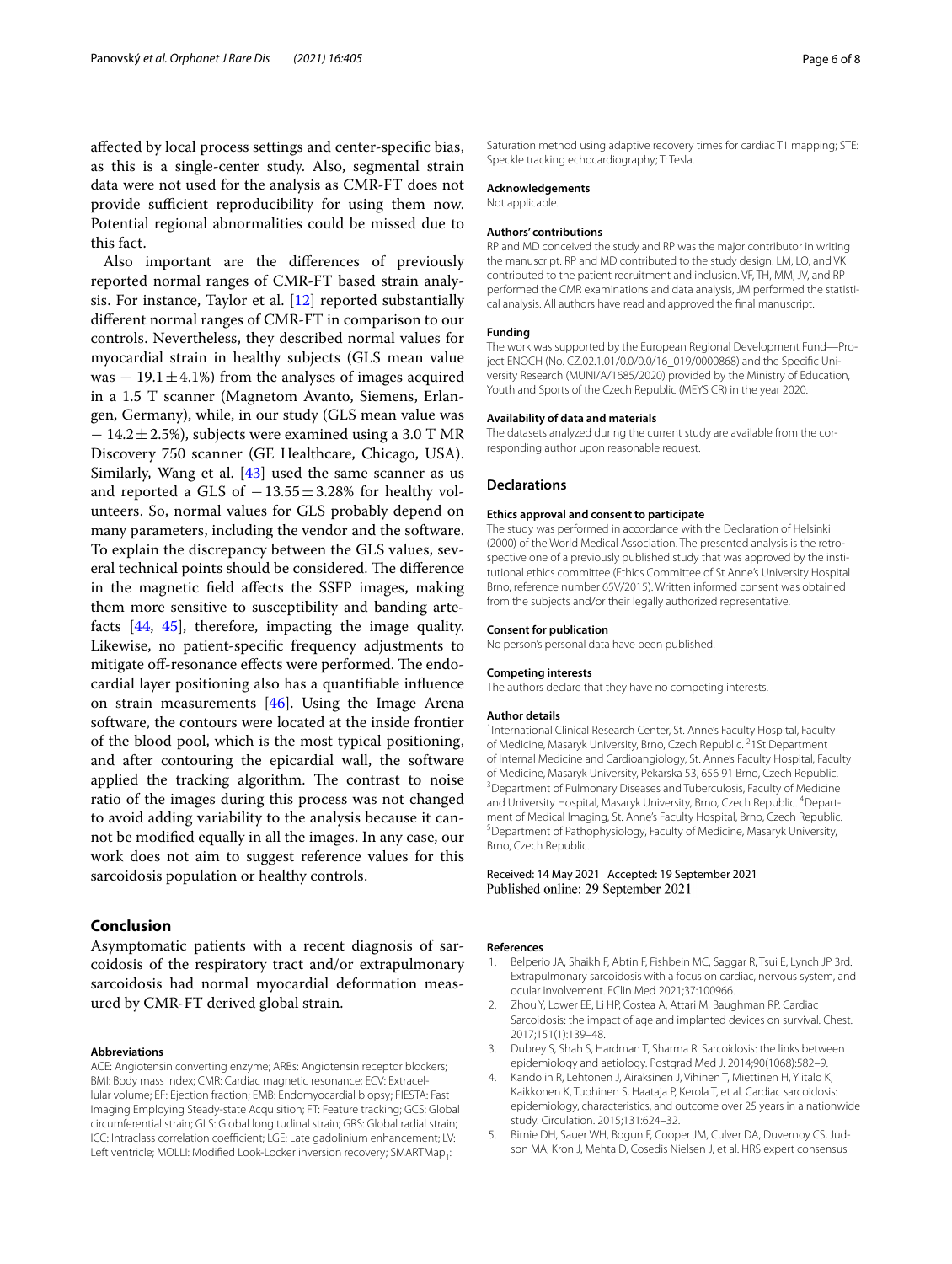affected by local process settings and center-specific bias, as this is a single-center study. Also, segmental strain data were not used for the analysis as CMR-FT does not provide sufficient reproducibility for using them now. Potential regional abnormalities could be missed due to this fact.

Also important are the differences of previously reported normal ranges of CMR-FT based strain analysis. For instance, Taylor et al. [12] reported substantially different normal ranges of CMR-FT in comparison to our controls. Nevertheless, they described normal values for myocardial strain in healthy subjects (GLS mean value was $-19.1 \pm 4.1\%$) from the analyses of images acquired in a 1.5 T scanner (Magnetom Avanto, Siemens, Erlangen, Germany), while, in our study (GLS mean value was $-14.2 \pm 2.5\%$), subjects were examined using a 3.0 T MR Discovery 750 scanner (GE Healthcare, Chicago, USA). Similarly, Wang et al. [43] used the same scanner as us and reported a GLS of $-13.55 \pm 3.28\%$ for healthy volunteers. So, normal values for GLS probably depend on many parameters, including the vendor and the software. To explain the discrepancy between the GLS values, several technical points should be considered. The difference in the magnetic field affects the SSFP images, making them more sensitive to susceptibility and banding artefacts [44, 45], therefore, impacting the image quality. Likewise, no patient-specific frequency adjustments to mitigate off-resonance effects were performed. The endocardial layer positioning also has a quantifiable influence on strain measurements [46]. Using the Image Arena software, the contours were located at the inside frontier of the blood pool, which is the most typical positioning, and after contouring the epicardial wall, the software applied the tracking algorithm. The contrast to noise ratio of the images during this process was not changed to avoid adding variability to the analysis because it cannot be modified equally in all the images. In any case, our work does not aim to suggest reference values for this sarcoidosis population or healthy controls.

## Conclusion

Asymptomatic patients with a recent diagnosis of sarcoidosis of the respiratory tract and/or extrapulmonary sarcoidosis had normal myocardial deformation measured by CMR-FT derived global strain.

#### Abbreviations

ACE: Angiotensin converting enzyme; ARBs: Angiotensin receptor blockers; BMI: Body mass index; CMR: Cardiac magnetic resonance; ECV: Extracellular volume; EF: Ejection fraction; EMB: Endomyocardial biopsy; FIESTA: Fast Imaging Employing Steady-state Acquisition; FT: Feature tracking; GCS: Global circumferential strain; GLS: Global longitudinal strain; GRS: Global radial strain; ICC: Intraclass correlation coefficient; LGE: Late gadolinium enhancement; LV: Left ventricle; MOLLI: Modified Look-Locker inversion recovery; SMARTMap$_1$: Saturation method using adaptive recovery times for cardiac T1 mapping; STE: Speckle tracking echocardiography; T: Tesla.

#### Acknowledgements

Not applicable.

#### Authors' contributions

RP and MD conceived the study and RP was the major contributor in writing the manuscript. RP and MD contributed to the study design. LM, LO, and VK contributed to the patient recruitment and inclusion. VF, TH, MM, JV, and RP performed the CMR examinations and data analysis, JM performed the statistical analysis. All authors have read and approved the final manuscript.

#### Funding

The work was supported by the European Regional Development Fund—Project ENOCH (No. CZ.02.1.01/0.0/0.0/16_019/0000868) and the Specific University Research (MUNI/A/1685/2020) provided by the Ministry of Education, Youth and Sports of the Czech Republic (MEYS CR) in the year 2020.

#### Availability of data and materials

The datasets analyzed during the current study are available from the corresponding author upon reasonable request.

## Declarations

#### Ethics approval and consent to participate

The study was performed in accordance with the Declaration of Helsinki (2000) of the World Medical Association. The presented analysis is the retrospective one of a previously published study that was approved by the institutional ethics committee (Ethics Committee of St Anne's University Hospital Brno, reference number 65V/2015). Written informed consent was obtained from the subjects and/or their legally authorized representative.

#### Consent for publication

No person's personal data have been published.

#### Competing interests

The authors declare that they have no competing interests.

#### Author details

[1] International Clinical Research Center, St. Anne's Faculty Hospital, Faculty of Medicine, Masaryk University, Brno, Czech Republic. [2] 1St Department of Internal Medicine and Cardioangiology, St. Anne's Faculty Hospital, Faculty of Medicine, Masaryk University, Pekarska 53, 656 91 Brno, Czech Republic. [3] Department of Pulmonary Diseases and Tuberculosis, Faculty of Medicine and University Hospital, Masaryk University, Brno, Czech Republic. [4] Department of Medical Imaging, St. Anne's Faculty Hospital, Brno, Czech Republic. [5] Department of Pathophysiology, Faculty of Medicine, Masaryk University, Brno, Czech Republic.

Received: 14 May 2021 Accepted: 19 September 2021
Published online: 29 September 2021

#### References

1. Belperio JA, Shaikh F, Abtin F, Fishbein MC, Saggar R, Tsui E, Lynch JP 3rd. Extrapulmonary sarcoidosis with a focus on cardiac, nervous system, and ocular involvement. EClin Med 2021;37:100966.
2. Zhou Y, Lower EE, Li HP, Costea A, Attari M, Baughman RP. Cardiac Sarcoidosis: the impact of age and implanted devices on survival. Chest. 2017;151(1):139–48.
3. Dubrey S, Shah S, Hardman T, Sharma R. Sarcoidosis: the links between epidemiology and aetiology. Postgrad Med J. 2014;90(1068):582–9.
4. Kandolin R, Lehtonen J, Airaksinen J, Vihinen T, Miettinen H, Ylitalo K, Kaikkonen K, Tuohinen S, Haataja P, Kerola T, et al. Cardiac sarcoidosis: epidemiology, characteristics, and outcome over 25 years in a nationwide study. Circulation. 2015;131:624–32.
5. Birnie DH, Sauer WH, Bogun F, Cooper JM, Culver DA, Duvernoy CS, Judson MA, Kron J, Mehta D, Cosedis Nielsen J, et al. HRS expert consensus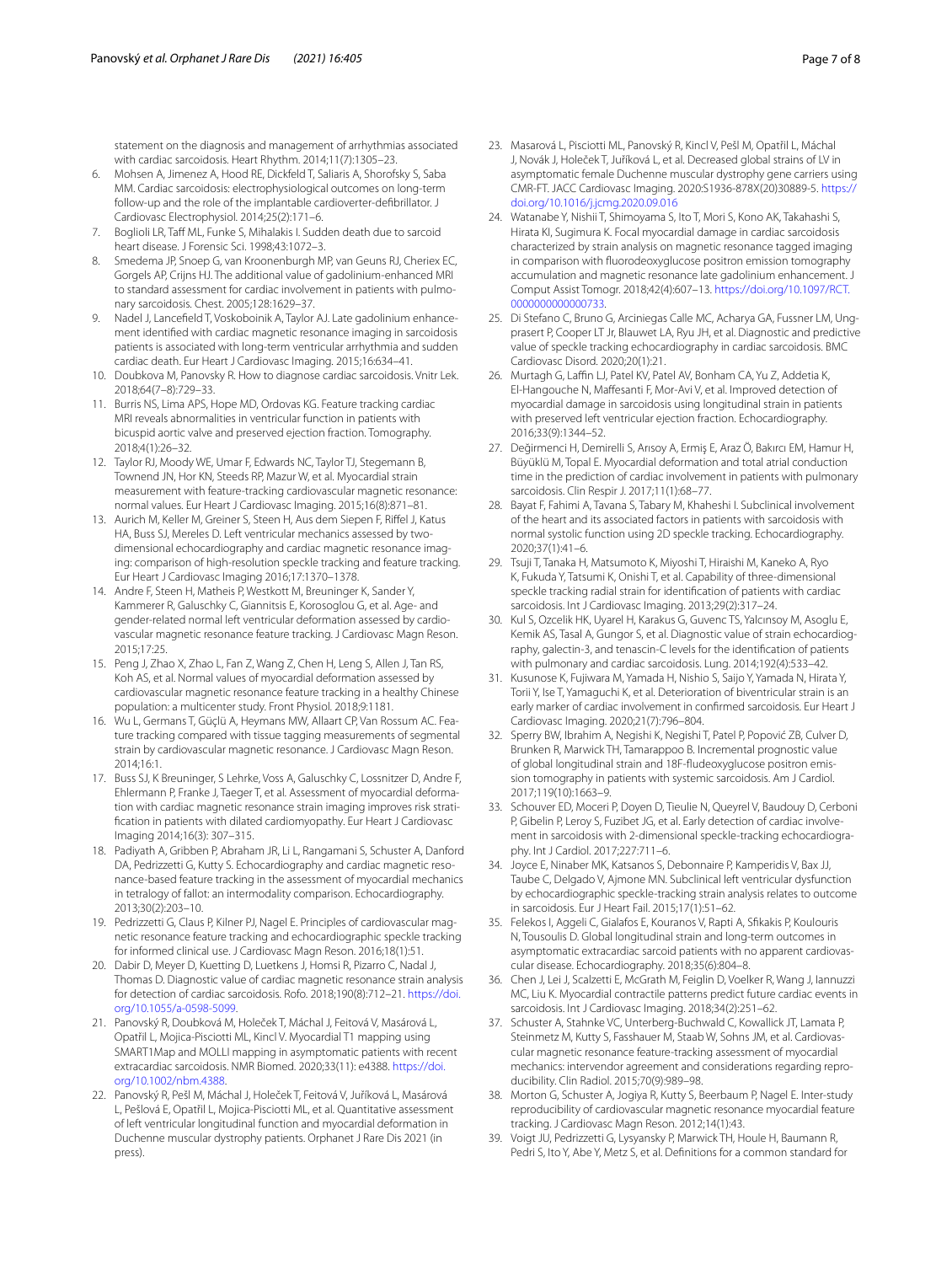statement on the diagnosis and management of arrhythmias associated with cardiac sarcoidosis. Heart Rhythm. 2014;11(7):1305–23.

6. Mohsen A, Jimenez A, Hood RE, Dickfeld T, Saliaris A, Shorofsky S, Saba MM. Cardiac sarcoidosis: electrophysiological outcomes on long-term follow-up and the role of the implantable cardioverter-defibrillator. J Cardiovasc Electrophysiol. 2014;25(2):171–6.
7. Boglioli LR, Taff ML, Funke S, Mihalakis I. Sudden death due to sarcoid heart disease. J Forensic Sci. 1998;43:1072–3.
8. Smedema JP, Snoep G, van Kroonenburgh MP, van Geuns RJ, Cheriex EC, Gorgels AP, Crijns HJ. The additional value of gadolinium-enhanced MRI to standard assessment for cardiac involvement in patients with pulmonary sarcoidosis. Chest. 2005;128:1629–37.
9. Nadel J, Lancefield T, Voskoboinik A, Taylor AJ. Late gadolinium enhancement identified with cardiac magnetic resonance imaging in sarcoidosis patients is associated with long-term ventricular arrhythmia and sudden cardiac death. Eur Heart J Cardiovasc Imaging. 2015;16:634–41.
10. Doubkova M, Panovsky R. How to diagnose cardiac sarcoidosis. Vnitr Lek. 2018;64(7–8):729–33.
11. Burris NS, Lima APS, Hope MD, Ordovas KG. Feature tracking cardiac MRI reveals abnormalities in ventricular function in patients with bicuspid aortic valve and preserved ejection fraction. Tomography. 2018;4(1):26–32.
12. Taylor RJ, Moody WE, Umar F, Edwards NC, Taylor TJ, Stegemann B, Townend JN, Hor KN, Steeds RP, Mazur W, et al. Myocardial strain measurement with feature-tracking cardiovascular magnetic resonance: normal values. Eur Heart J Cardiovasc Imaging. 2015;16(8):871–81.
13. Aurich M, Keller M, Greiner S, Steen H, Aus dem Siepen F, Riffel J, Katus HA, Buss SJ, Mereles D. Left ventricular mechanics assessed by two-dimensional echocardiography and cardiac magnetic resonance imaging: comparison of high-resolution speckle tracking and feature tracking. Eur Heart J Cardiovasc Imaging 2016;17:1370–1378.
14. Andre F, Steen H, Matheis P, Westkott M, Breuninger K, Sander Y, Kammerer R, Galuschky C, Giannitsis E, Korosoglou G, et al. Age- and gender-related normal left ventricular deformation assessed by cardiovascular magnetic resonance feature tracking. J Cardiovasc Magn Reson. 2015;17:25.
15. Peng J, Zhao X, Zhao L, Fan Z, Wang Z, Chen H, Leng S, Allen J, Tan RS, Koh AS, et al. Normal values of myocardial deformation assessed by cardiovascular magnetic resonance feature tracking in a healthy Chinese population: a multicenter study. Front Physiol. 2018;9:1181.
16. Wu L, Germans T, Güçlü A, Heymans MW, Allaart CP, Van Rossum AC. Feature tracking compared with tissue tagging measurements of segmental strain by cardiovascular magnetic resonance. J Cardiovasc Magn Reson. 2014;16:1.
17. Buss SJ, K Breuninger, S Lehrke, Voss A, Galuschky C, Lossnitzer D, Andre F, Ehlermann P, Franke J, Taeger T, et al. Assessment of myocardial deformation with cardiac magnetic resonance strain imaging improves risk stratification in patients with dilated cardiomyopathy. Eur Heart J Cardiovasc Imaging 2014;16(3): 307–315.
18. Padiyath A, Gribben P, Abraham JR, Li L, Rangamani S, Schuster A, Danford DA, Pedrizzetti G, Kutty S. Echocardiography and cardiac magnetic resonance-based feature tracking in the assessment of myocardial mechanics in tetralogy of fallot: an intermodality comparison. Echocardiography. 2013;30(2):203–10.
19. Pedrizzetti G, Claus P, Kilner PJ, Nagel E. Principles of cardiovascular magnetic resonance feature tracking and echocardiographic speckle tracking for informed clinical use. J Cardiovasc Magn Reson. 2016;18(1):51.
20. Dabir D, Meyer D, Kuetting D, Luetkens J, Homsi R, Pizarro C, Nadal J, Thomas D. Diagnostic value of cardiac magnetic resonance strain analysis for detection of cardiac sarcoidosis. Rofo. 2018;190(8):712–21. https://doi.org/10.1055/a-0598-5099.
21. Panovský R, Doubková M, Holeček T, Máchal J, Feitová V, Masárová L, Opatřil L, Mojica-Pisciotti ML, Kincl V. Myocardial T1 mapping using SMART1Map and MOLLI mapping in asymptomatic patients with recent extracardiac sarcoidosis. NMR Biomed. 2020;33(11): e4388. https://doi.org/10.1002/nbm.4388.
22. Panovský R, Pešl M, Máchal J, Holeček T, Feitová V, Juříková L, Masárová L, Pešlová E, Opatřil L, Mojica-Pisciotti ML, et al. Quantitative assessment of left ventricular longitudinal function and myocardial deformation in Duchenne muscular dystrophy patients. Orphanet J Rare Dis 2021 (in press).
23. Masarová L, Pisciotti ML, Panovský R, Kincl V, Pešl M, Opatřil L, Máchal J, Novák J, Holeček T, Juříková L, et al. Decreased global strains of LV in asymptomatic female Duchenne muscular dystrophy gene carriers using CMR-FT. JACC Cardiovasc Imaging. 2020:S1936-878X(20)30889-5. https://doi.org/10.1016/j.jcmg.2020.09.016
24. Watanabe Y, Nishii T, Shimoyama S, Ito T, Mori S, Kono AK, Takahashi S, Hirata KI, Sugimura K. Focal myocardial damage in cardiac sarcoidosis characterized by strain analysis on magnetic resonance tagged imaging in comparison with fluorodeoxyglucose positron emission tomography accumulation and magnetic resonance late gadolinium enhancement. J Comput Assist Tomogr. 2018;42(4):607–13. https://doi.org/10.1097/RCT.0000000000000733.
25. Di Stefano C, Bruno G, Arciniegas Calle MC, Acharya GA, Fussner LM, Ungprasert P, Cooper LT Jr, Blauwet LA, Ryu JH, et al. Diagnostic and predictive value of speckle tracking echocardiography in cardiac sarcoidosis. BMC Cardiovasc Disord. 2020;20(1):21.
26. Murtagh G, Laffin LJ, Patel KV, Patel AV, Bonham CA, Yu Z, Addetia K, El-Hangouche N, Maffesanti F, Mor-Avi V, et al. Improved detection of myocardial damage in sarcoidosis using longitudinal strain in patients with preserved left ventricular ejection fraction. Echocardiography. 2016;33(9):1344–52.
27. Değirmenci H, Demirelli S, Arısoy A, Ermiş E, Araz Ö, Bakırcı EM, Hamur H, Büyüklü M, Topal E. Myocardial deformation and total atrial conduction time in the prediction of cardiac involvement in patients with pulmonary sarcoidosis. Clin Respir J. 2017;11(1):68–77.
28. Bayat F, Fahimi A, Tavana S, Tabary M, Khaheshi I. Subclinical involvement of the heart and its associated factors in patients with sarcoidosis with normal systolic function using 2D speckle tracking. Echocardiography. 2020;37(1):41–6.
29. Tsuji T, Tanaka H, Matsumoto K, Miyoshi T, Hiraishi M, Kaneko A, Ryo K, Fukuda Y, Tatsumi K, Onishi T, et al. Capability of three-dimensional speckle tracking radial strain for identification of patients with cardiac sarcoidosis. Int J Cardiovasc Imaging. 2013;29(2):317–24.
30. Kul S, Ozcelik HK, Uyarel H, Karakus G, Guvenc TS, Yalcınsoy M, Asoglu E, Kemik AS, Tasal A, Gungor S, et al. Diagnostic value of strain echocardiography, galectin-3, and tenascin-C levels for the identification of patients with pulmonary and cardiac sarcoidosis. Lung. 2014;192(4):533–42.
31. Kusunose K, Fujiwara M, Yamada H, Nishio S, Saijo Y, Yamada N, Hirata Y, Torii Y, Ise T, Yamaguchi K, et al. Deterioration of biventricular strain is an early marker of cardiac involvement in confirmed sarcoidosis. Eur Heart J Cardiovasc Imaging. 2020;21(7):796–804.
32. Sperry BW, Ibrahim A, Negishi K, Negishi T, Patel P, Popović ZB, Culver D, Brunken R, Marwick TH, Tamarappoo B. Incremental prognostic value of global longitudinal strain and 18F-fludeoxyglucose positron emission tomography in patients with systemic sarcoidosis. Am J Cardiol. 2017;119(10):1663–9.
33. Schouver ED, Moceri P, Doyen D, Tieulie N, Queyrel V, Baudouy D, Cerboni P, Gibelin P, Leroy S, Fuzibet JG, et al. Early detection of cardiac involvement in sarcoidosis with 2-dimensional speckle-tracking echocardiography. Int J Cardiol. 2017;227:711–6.
34. Joyce E, Ninaber MK, Katsanos S, Debonnaire P, Kamperidis V, Bax JJ, Taube C, Delgado V, Ajmone MN. Subclinical left ventricular dysfunction by echocardiographic speckle-tracking strain analysis relates to outcome in sarcoidosis. Eur J Heart Fail. 2015;17(1):51–62.
35. Felekos I, Aggeli C, Gialafos E, Kouranos V, Rapti A, Sfikakis P, Koulouris N, Tousoulis D. Global longitudinal strain and long-term outcomes in asymptomatic extracardiac sarcoid patients with no apparent cardiovascular disease. Echocardiography. 2018;35(6):804–8.
36. Chen J, Lei J, Scalzetti E, McGrath M, Feiglin D, Voelker R, Wang J, Iannuzzi MC, Liu K. Myocardial contractile patterns predict future cardiac events in sarcoidosis. Int J Cardiovasc Imaging. 2018;34(2):251–62.
37. Schuster A, Stahnke VC, Unterberg-Buchwald C, Kowallick JT, Lamata P, Steinmetz M, Kutty S, Fasshauer M, Staab W, Sohns JM, et al. Cardiovascular magnetic resonance feature-tracking assessment of myocardial mechanics: intervendor agreement and considerations regarding reproducibility. Clin Radiol. 2015;70(9):989–98.
38. Morton G, Schuster A, Jogiya R, Kutty S, Beerbaum P, Nagel E. Inter-study reproducibility of cardiovascular magnetic resonance myocardial feature tracking. J Cardiovasc Magn Reson. 2012;14(1):43.
39. Voigt JU, Pedrizzetti G, Lysyansky P, Marwick TH, Houle H, Baumann R, Pedri S, Ito Y, Abe Y, Metz S, et al. Definitions for a common standard for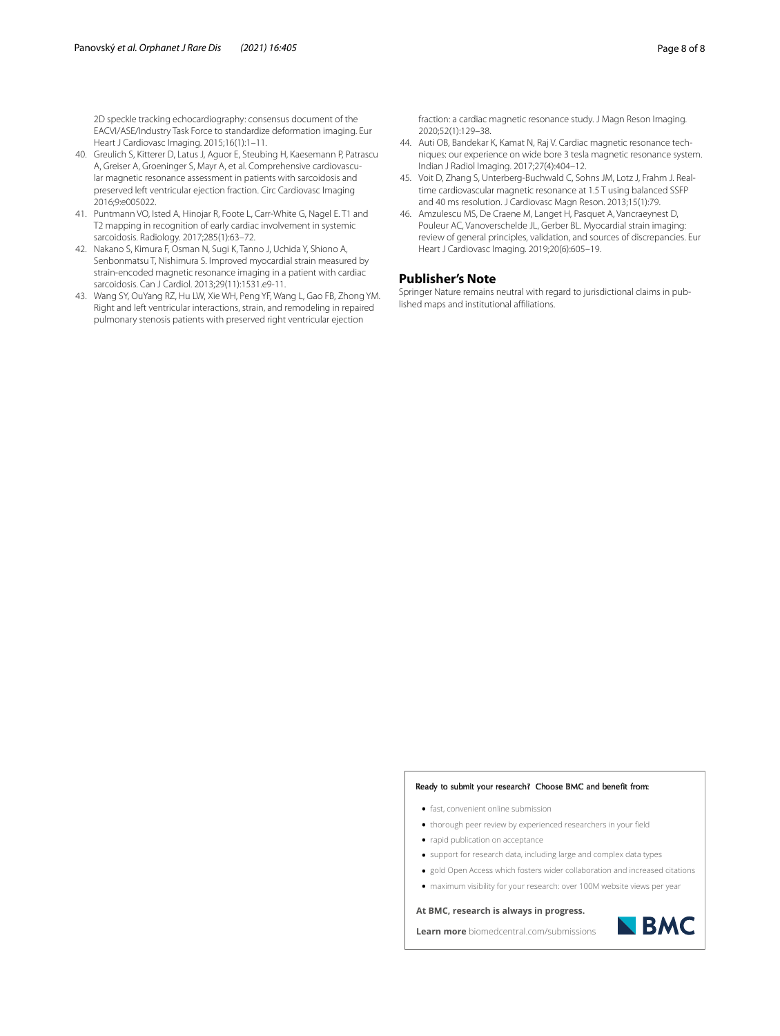2D speckle tracking echocardiography: consensus document of the EACVI/ASE/Industry Task Force to standardize deformation imaging. Eur Heart J Cardiovasc Imaging. 2015;16(1):1–11.

40. Greulich S, Kitterer D, Latus J, Aguor E, Steubing H, Kaesemann P, Patrascu A, Greiser A, Groeninger S, Mayr A, et al. Comprehensive cardiovascular magnetic resonance assessment in patients with sarcoidosis and preserved left ventricular ejection fraction. Circ Cardiovasc Imaging 2016;9:e005022.
41. Puntmann VO, Isted A, Hinojar R, Foote L, Carr-White G, Nagel E. T1 and T2 mapping in recognition of early cardiac involvement in systemic sarcoidosis. Radiology. 2017;285(1):63–72.
42. Nakano S, Kimura F, Osman N, Sugi K, Tanno J, Uchida Y, Shiono A, Senbonmatsu T, Nishimura S. Improved myocardial strain measured by strain-encoded magnetic resonance imaging in a patient with cardiac sarcoidosis. Can J Cardiol. 2013;29(11):1531.e9-11.
43. Wang SY, OuYang RZ, Hu LW, Xie WH, Peng YF, Wang L, Gao FB, Zhong YM. Right and left ventricular interactions, strain, and remodeling in repaired pulmonary stenosis patients with preserved right ventricular ejection fraction: a cardiac magnetic resonance study. J Magn Reson Imaging. 2020;52(1):129–38.
44. Auti OB, Bandekar K, Kamat N, Raj V. Cardiac magnetic resonance techniques: our experience on wide bore 3 tesla magnetic resonance system. Indian J Radiol Imaging. 2017;27(4):404–12.
45. Voit D, Zhang S, Unterberg-Buchwald C, Sohns JM, Lotz J, Frahm J. Real-time cardiovascular magnetic resonance at 1.5 T using balanced SSFP and 40 ms resolution. J Cardiovasc Magn Reson. 2013;15(1):79.
46. Amzulescu MS, De Craene M, Langet H, Pasquet A, Vancraeynest D, Pouleur AC, Vanoverschelde JL, Gerber BL. Myocardial strain imaging: review of general principles, validation, and sources of discrepancies. Eur Heart J Cardiovasc Imaging. 2019;20(6):605–19.

## Publisher's Note

Springer Nature remains neutral with regard to jurisdictional claims in published maps and institutional affiliations.

Ready to submit your research? Choose BMC and benefit from:

- fast, convenient online submission
- thorough peer review by experienced researchers in your field
- rapid publication on acceptance
- support for research data, including large and complex data types
- gold Open Access which fosters wider collaboration and increased citations
- maximum visibility for your research: over 100M website views per year

**At BMC, research is always in progress.**

**Learn more** biomedcentral.com/submissions

BMC